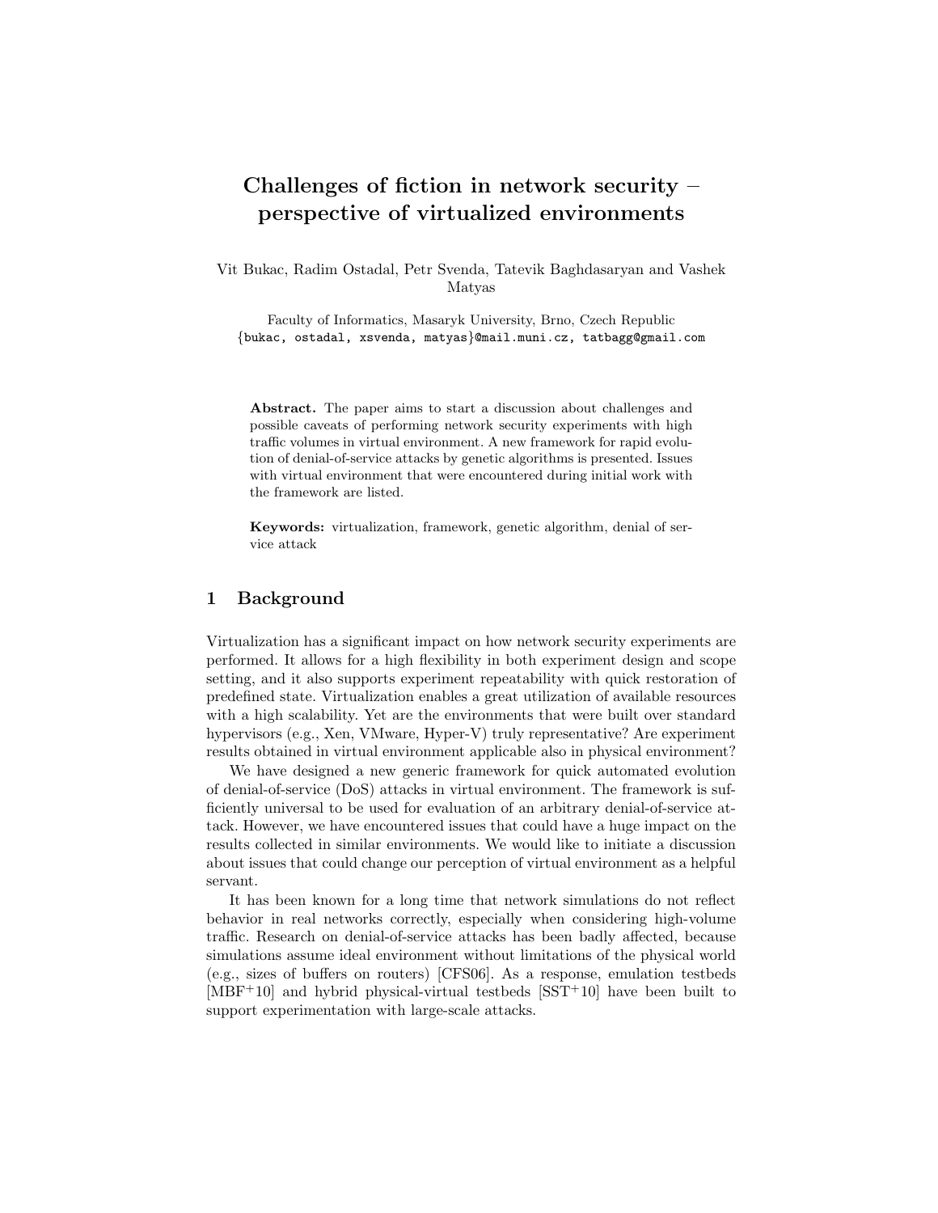# Challenges of fiction in network security – perspective of virtualized environments

Vit Bukac, Radim Ostadal, Petr Svenda, Tatevik Baghdasaryan and Vashek Matyas

Faculty of Informatics, Masaryk University, Brno, Czech Republic
{bukac, ostadal, xsvenda, matyas}@mail.muni.cz, tatbagg@gmail.com

**Abstract.** The paper aims to start a discussion about challenges and possible caveats of performing network security experiments with high traffic volumes in virtual environment. A new framework for rapid evolution of denial-of-service attacks by genetic algorithms is presented. Issues with virtual environment that were encountered during initial work with the framework are listed.

**Keywords:** virtualization, framework, genetic algorithm, denial of service attack

## 1 Background

Virtualization has a significant impact on how network security experiments are performed. It allows for a high flexibility in both experiment design and scope setting, and it also supports experiment repeatability with quick restoration of predefined state. Virtualization enables a great utilization of available resources with a high scalability. Yet are the environments that were built over standard hypervisors (e.g., Xen, VMware, Hyper-V) truly representative? Are experiment results obtained in virtual environment applicable also in physical environment?

We have designed a new generic framework for quick automated evolution of denial-of-service (DoS) attacks in virtual environment. The framework is sufficiently universal to be used for evaluation of an arbitrary denial-of-service attack. However, we have encountered issues that could have a huge impact on the results collected in similar environments. We would like to initiate a discussion about issues that could change our perception of virtual environment as a helpful servant.

It has been known for a long time that network simulations do not reflect behavior in real networks correctly, especially when considering high-volume traffic. Research on denial-of-service attacks has been badly affected, because simulations assume ideal environment without limitations of the physical world (e.g., sizes of buffers on routers) [CFS06]. As a response, emulation testbeds [MBF+10] and hybrid physical-virtual testbeds [SST+10] have been built to support experimentation with large-scale attacks.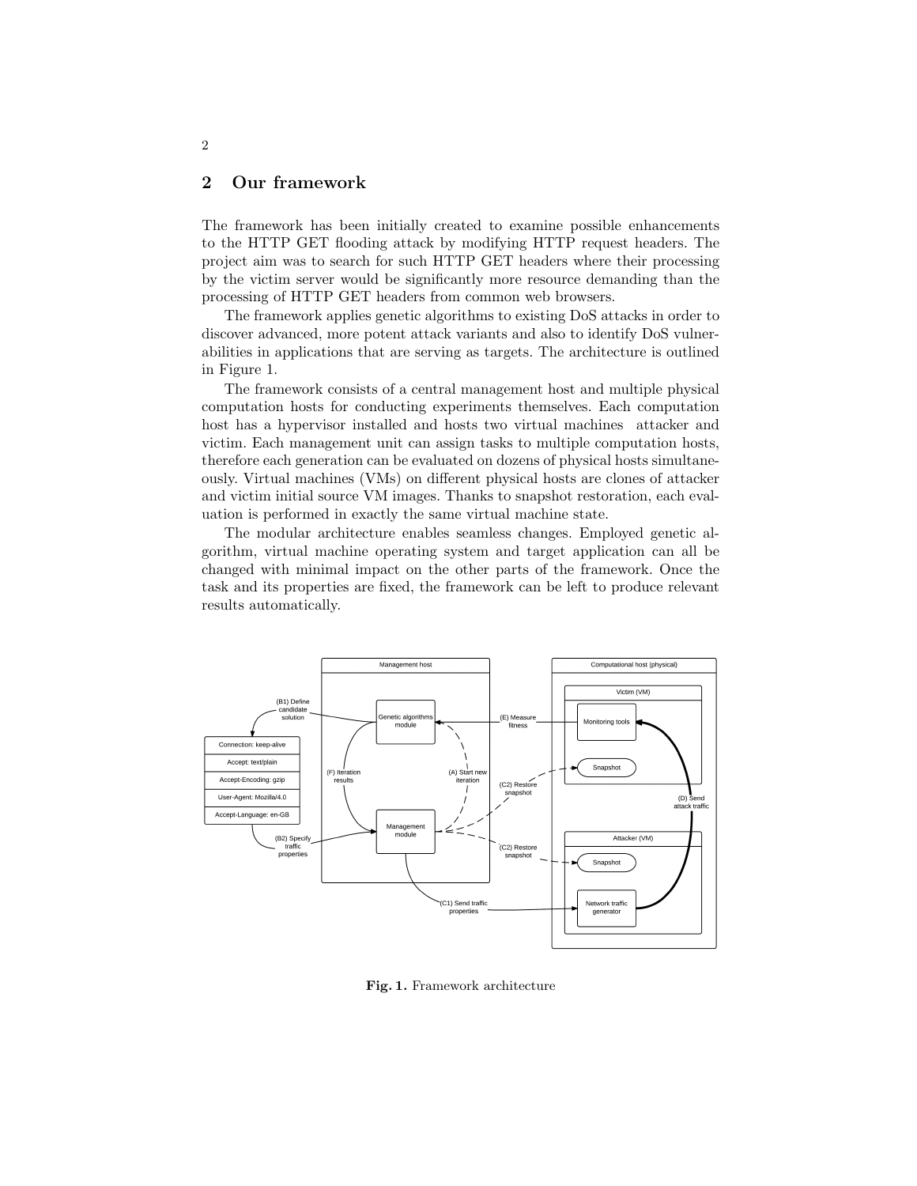## 2 Our framework

The framework has been initially created to examine possible enhancements to the HTTP GET flooding attack by modifying HTTP request headers. The project aim was to search for such HTTP GET headers where their processing by the victim server would be significantly more resource demanding than the processing of HTTP GET headers from common web browsers.

The framework applies genetic algorithms to existing DoS attacks in order to discover advanced, more potent attack variants and also to identify DoS vulnerabilities in applications that are serving as targets. The architecture is outlined in Figure 1.

The framework consists of a central management host and multiple physical computation hosts for conducting experiments themselves. Each computation host has a hypervisor installed and hosts two virtual machines attacker and victim. Each management unit can assign tasks to multiple computation hosts, therefore each generation can be evaluated on dozens of physical hosts simultaneously. Virtual machines (VMs) on different physical hosts are clones of attacker and victim initial source VM images. Thanks to snapshot restoration, each evaluation is performed in exactly the same virtual machine state.

The modular architecture enables seamless changes. Employed genetic algorithm, virtual machine operating system and target application can all be changed with minimal impact on the other parts of the framework. Once the task and its properties are fixed, the framework can be left to produce relevant results automatically.

**Fig. 1.** Framework architecture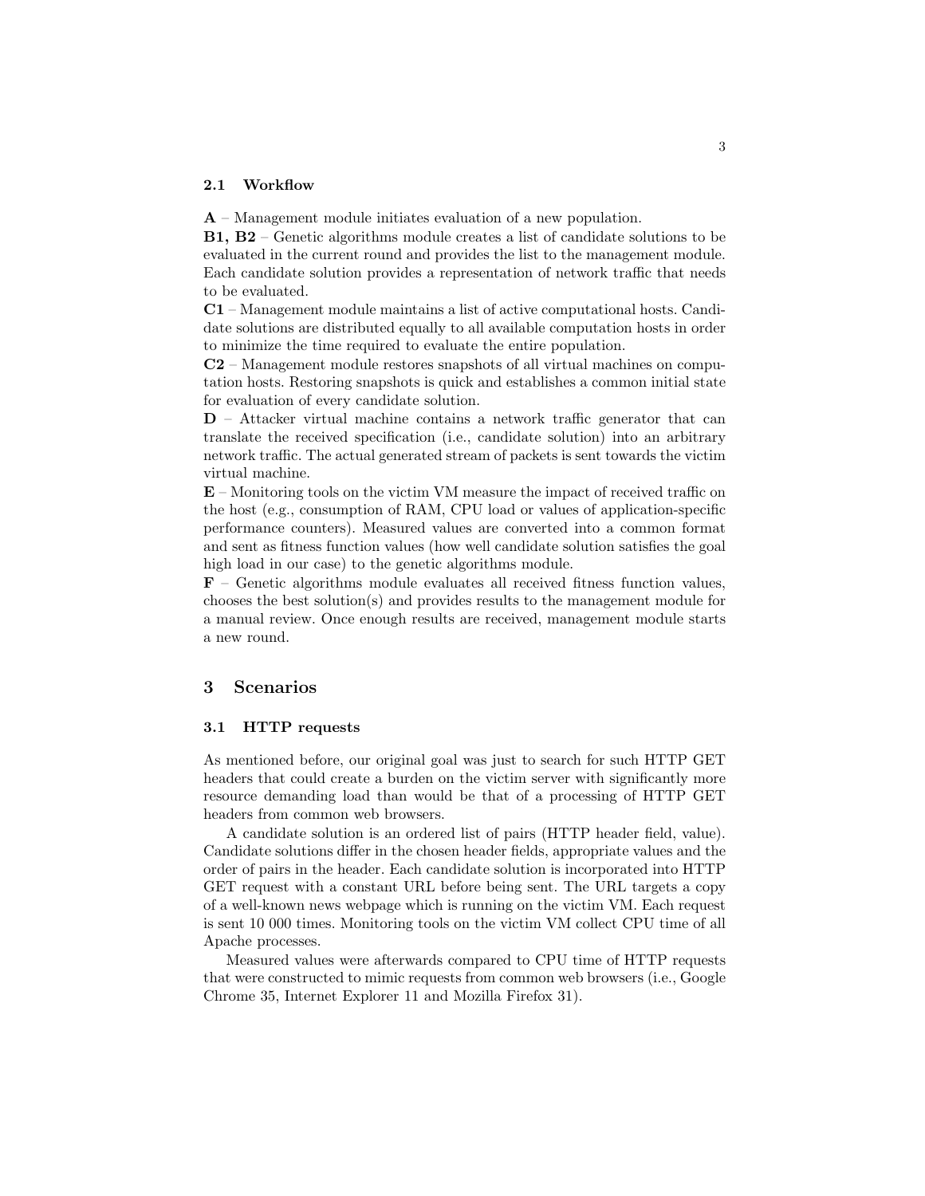### 2.1 Workflow

**A** – Management module initiates evaluation of a new population.
**B1, B2** – Genetic algorithms module creates a list of candidate solutions to be evaluated in the current round and provides the list to the management module. Each candidate solution provides a representation of network traffic that needs to be evaluated.
**C1** – Management module maintains a list of active computational hosts. Candidate solutions are distributed equally to all available computation hosts in order to minimize the time required to evaluate the entire population.
**C2** – Management module restores snapshots of all virtual machines on computation hosts. Restoring snapshots is quick and establishes a common initial state for evaluation of every candidate solution.
**D** – Attacker virtual machine contains a network traffic generator that can translate the received specification (i.e., candidate solution) into an arbitrary network traffic. The actual generated stream of packets is sent towards the victim virtual machine.
**E** – Monitoring tools on the victim VM measure the impact of received traffic on the host (e.g., consumption of RAM, CPU load or values of application-specific performance counters). Measured values are converted into a common format and sent as fitness function values (how well candidate solution satisfies the goal high load in our case) to the genetic algorithms module.
**F** – Genetic algorithms module evaluates all received fitness function values, chooses the best solution(s) and provides results to the management module for a manual review. Once enough results are received, management module starts a new round.

## 3 Scenarios

### 3.1 HTTP requests

As mentioned before, our original goal was just to search for such HTTP GET headers that could create a burden on the victim server with significantly more resource demanding load than would be that of a processing of HTTP GET headers from common web browsers.

A candidate solution is an ordered list of pairs (HTTP header field, value). Candidate solutions differ in the chosen header fields, appropriate values and the order of pairs in the header. Each candidate solution is incorporated into HTTP GET request with a constant URL before being sent. The URL targets a copy of a well-known news webpage which is running on the victim VM. Each request is sent 10 000 times. Monitoring tools on the victim VM collect CPU time of all Apache processes.

Measured values were afterwards compared to CPU time of HTTP requests that were constructed to mimic requests from common web browsers (i.e., Google Chrome 35, Internet Explorer 11 and Mozilla Firefox 31).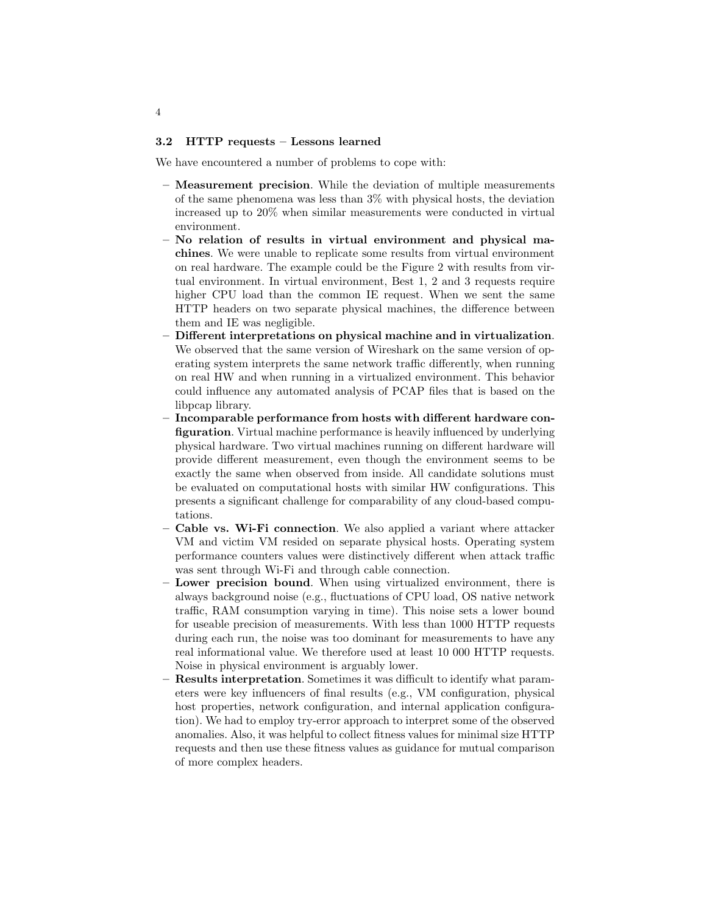### 3.2 HTTP requests – Lessons learned

We have encountered a number of problems to cope with:

- **Measurement precision**. While the deviation of multiple measurements of the same phenomena was less than 3% with physical hosts, the deviation increased up to 20% when similar measurements were conducted in virtual environment.
- **No relation of results in virtual environment and physical machines**. We were unable to replicate some results from virtual environment on real hardware. The example could be the Figure 2 with results from virtual environment. In virtual environment, Best 1, 2 and 3 requests require higher CPU load than the common IE request. When we sent the same HTTP headers on two separate physical machines, the difference between them and IE was negligible.
- **Different interpretations on physical machine and in virtualization**. We observed that the same version of Wireshark on the same version of operating system interprets the same network traffic differently, when running on real HW and when running in a virtualized environment. This behavior could influence any automated analysis of PCAP files that is based on the libpcap library.
- **Incomparable performance from hosts with different hardware configuration**. Virtual machine performance is heavily influenced by underlying physical hardware. Two virtual machines running on different hardware will provide different measurement, even though the environment seems to be exactly the same when observed from inside. All candidate solutions must be evaluated on computational hosts with similar HW configurations. This presents a significant challenge for comparability of any cloud-based computations.
- **Cable vs. Wi-Fi connection**. We also applied a variant where attacker VM and victim VM resided on separate physical hosts. Operating system performance counters values were distinctively different when attack traffic was sent through Wi-Fi and through cable connection.
- **Lower precision bound**. When using virtualized environment, there is always background noise (e.g., fluctuations of CPU load, OS native network traffic, RAM consumption varying in time). This noise sets a lower bound for useable precision of measurements. With less than 1000 HTTP requests during each run, the noise was too dominant for measurements to have any real informational value. We therefore used at least 10 000 HTTP requests. Noise in physical environment is arguably lower.
- **Results interpretation**. Sometimes it was difficult to identify what parameters were key influencers of final results (e.g., VM configuration, physical host properties, network configuration, and internal application configuration). We had to employ try-error approach to interpret some of the observed anomalies. Also, it was helpful to collect fitness values for minimal size HTTP requests and then use these fitness values as guidance for mutual comparison of more complex headers.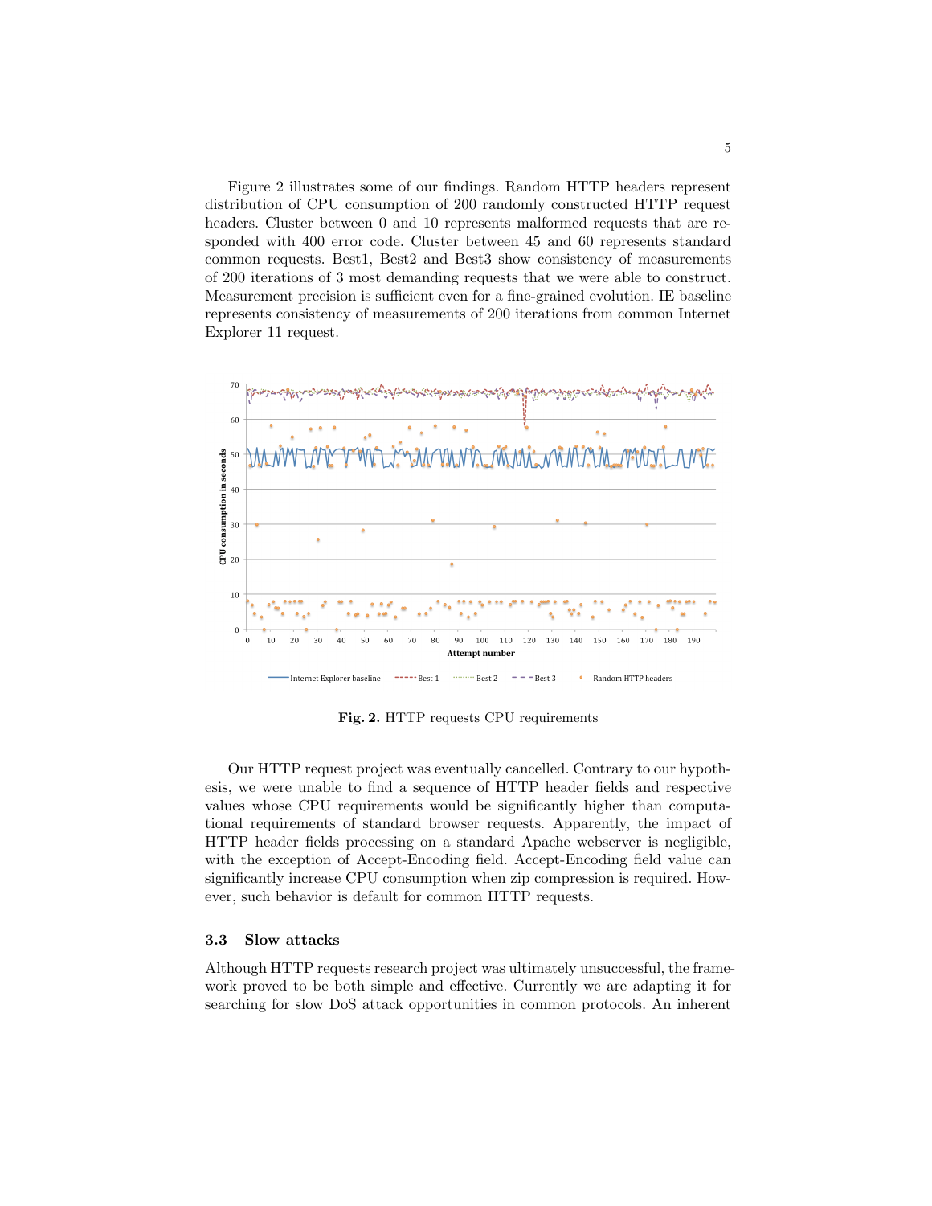Figure 2 illustrates some of our findings. Random HTTP headers represent distribution of CPU consumption of 200 randomly constructed HTTP request headers. Cluster between 0 and 10 represents malformed requests that are responded with 400 error code. Cluster between 45 and 60 represents standard common requests. Best1, Best2 and Best3 show consistency of measurements of 200 iterations of 3 most demanding requests that we were able to construct. Measurement precision is sufficient even for a fine-grained evolution. IE baseline represents consistency of measurements of 200 iterations from common Internet Explorer 11 request.

**Fig. 2.** HTTP requests CPU requirements

Our HTTP request project was eventually cancelled. Contrary to our hypothesis, we were unable to find a sequence of HTTP header fields and respective values whose CPU requirements would be significantly higher than computational requirements of standard browser requests. Apparently, the impact of HTTP header fields processing on a standard Apache webserver is negligible, with the exception of Accept-Encoding field. Accept-Encoding field value can significantly increase CPU consumption when zip compression is required. However, such behavior is default for common HTTP requests.

### 3.3 Slow attacks

Although HTTP requests research project was ultimately unsuccessful, the framework proved to be both simple and effective. Currently we are adapting it for searching for slow DoS attack opportunities in common protocols. An inherent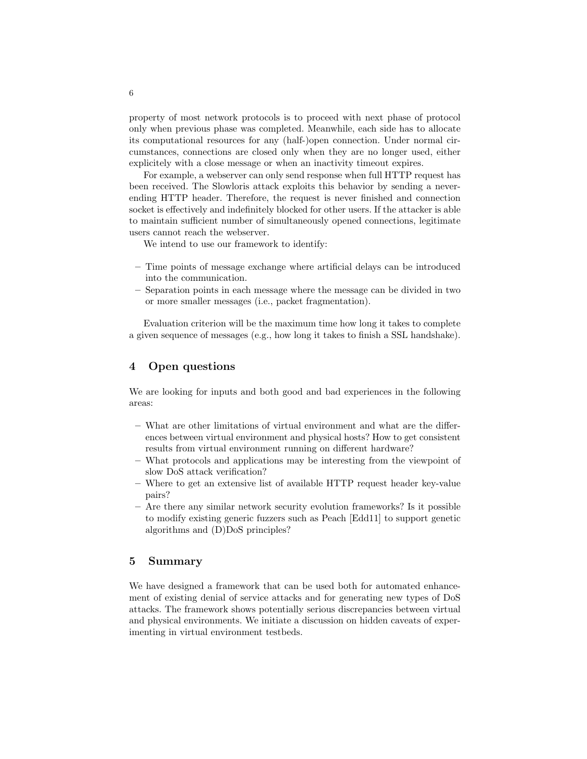property of most network protocols is to proceed with next phase of protocol only when previous phase was completed. Meanwhile, each side has to allocate its computational resources for any (half-)open connection. Under normal circumstances, connections are closed only when they are no longer used, either explicitely with a close message or when an inactivity timeout expires.

For example, a webserver can only send response when full HTTP request has been received. The Slowloris attack exploits this behavior by sending a never-ending HTTP header. Therefore, the request is never finished and connection socket is effectively and indefinitely blocked for other users. If the attacker is able to maintain sufficient number of simultaneously opened connections, legitimate users cannot reach the webserver.

We intend to use our framework to identify:

- Time points of message exchange where artificial delays can be introduced into the communication.
- Separation points in each message where the message can be divided in two or more smaller messages (i.e., packet fragmentation).

Evaluation criterion will be the maximum time how long it takes to complete a given sequence of messages (e.g., how long it takes to finish a SSL handshake).

## 4 Open questions

We are looking for inputs and both good and bad experiences in the following areas:

- What are other limitations of virtual environment and what are the differences between virtual environment and physical hosts? How to get consistent results from virtual environment running on different hardware?
- What protocols and applications may be interesting from the viewpoint of slow DoS attack verification?
- Where to get an extensive list of available HTTP request header key-value pairs?
- Are there any similar network security evolution frameworks? Is it possible to modify existing generic fuzzers such as Peach [Edd11] to support genetic algorithms and (D)DoS principles?

## 5 Summary

We have designed a framework that can be used both for automated enhancement of existing denial of service attacks and for generating new types of DoS attacks. The framework shows potentially serious discrepancies between virtual and physical environments. We initiate a discussion on hidden caveats of experimenting in virtual environment testbeds.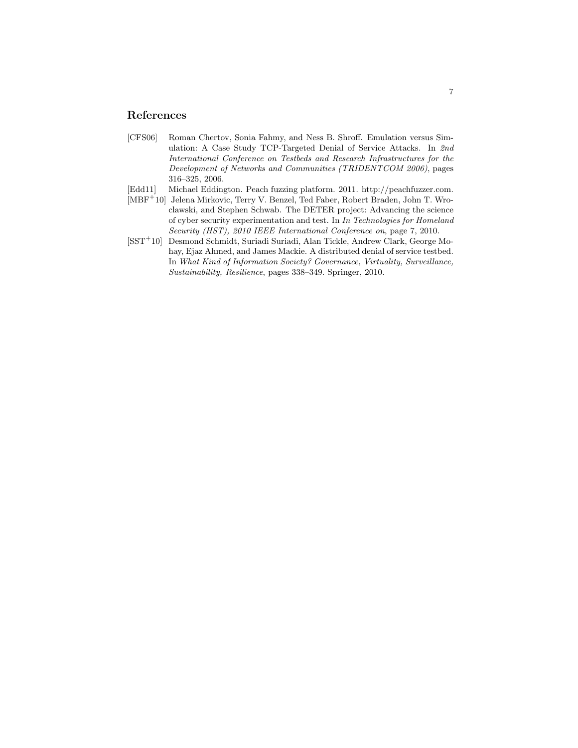## References

[CFS06] Roman Chertov, Sonia Fahmy, and Ness B. Shroff. Emulation versus Simulation: A Case Study TCP-Targeted Denial of Service Attacks. In *2nd International Conference on Testbeds and Research Infrastructures for the Development of Networks and Communities (TRIDENTCOM 2006)*, pages 316–325, 2006.

[Edd11] Michael Eddington. Peach fuzzing platform. 2011. http://peachfuzzer.com.

[MBF+10] Jelena Mirkovic, Terry V. Benzel, Ted Faber, Robert Braden, John T. Wroclawski, and Stephen Schwab. The DETER project: Advancing the science of cyber security experimentation and test. In *In Technologies for Homeland Security (HST), 2010 IEEE International Conference on*, page 7, 2010.

[SST+10] Desmond Schmidt, Suriadi Suriadi, Alan Tickle, Andrew Clark, George Mohay, Ejaz Ahmed, and James Mackie. A distributed denial of service testbed. In *What Kind of Information Society? Governance, Virtuality, Surveillance, Sustainability, Resilience*, pages 338–349. Springer, 2010.